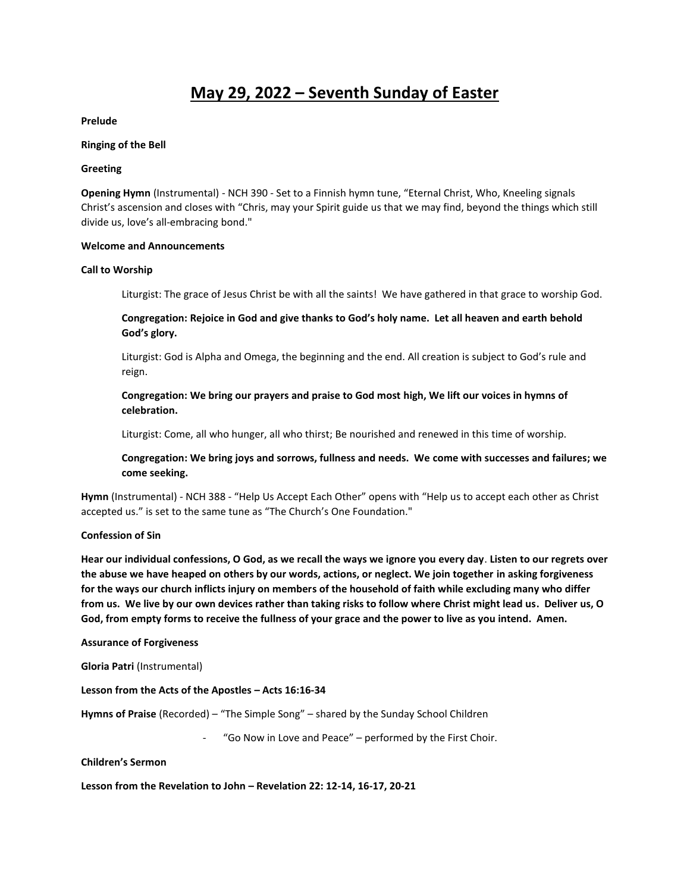# May 29, 2022 – Seventh Sunday of Easter

**Prelude**

**Ringing of the Bell**

**Greeting**

**Opening Hymn** (Instrumental) - NCH 390 - Set to a Finnish hymn tune, "Eternal Christ, Who, Kneeling signals Christ's ascension and closes with "Chris, may your Spirit guide us that we may find, beyond the things which still divide us, love's all-embracing bond."

**Welcome and Announcements**

**Call to Worship**

> Liturgist: The grace of Jesus Christ be with all the saints! We have gathered in that grace to worship God.
>
> **Congregation: Rejoice in God and give thanks to God's holy name. Let all heaven and earth behold God's glory.**
>
> Liturgist: God is Alpha and Omega, the beginning and the end. All creation is subject to God's rule and reign.
>
> **Congregation: We bring our prayers and praise to God most high, We lift our voices in hymns of celebration.**
>
> Liturgist: Come, all who hunger, all who thirst; Be nourished and renewed in this time of worship.
>
> **Congregation: We bring joys and sorrows, fullness and needs. We come with successes and failures; we come seeking.**

**Hymn** (Instrumental) - NCH 388 - "Help Us Accept Each Other" opens with "Help us to accept each other as Christ accepted us." is set to the same tune as "The Church's One Foundation."

**Confession of Sin**

**Hear our individual confessions, O God, as we recall the ways we ignore you every day. Listen to our regrets over the abuse we have heaped on others by our words, actions, or neglect. We join together in asking forgiveness for the ways our church inflicts injury on members of the household of faith while excluding many who differ from us. We live by our own devices rather than taking risks to follow where Christ might lead us. Deliver us, O God, from empty forms to receive the fullness of your grace and the power to live as you intend. Amen.**

**Assurance of Forgiveness**

**Gloria Patri** (Instrumental)

**Lesson from the Acts of the Apostles – Acts 16:16-34**

**Hymns of Praise** (Recorded) – "The Simple Song" – shared by the Sunday School Children

- "Go Now in Love and Peace" – performed by the First Choir.

**Children's Sermon**

**Lesson from the Revelation to John – Revelation 22: 12-14, 16-17, 20-21**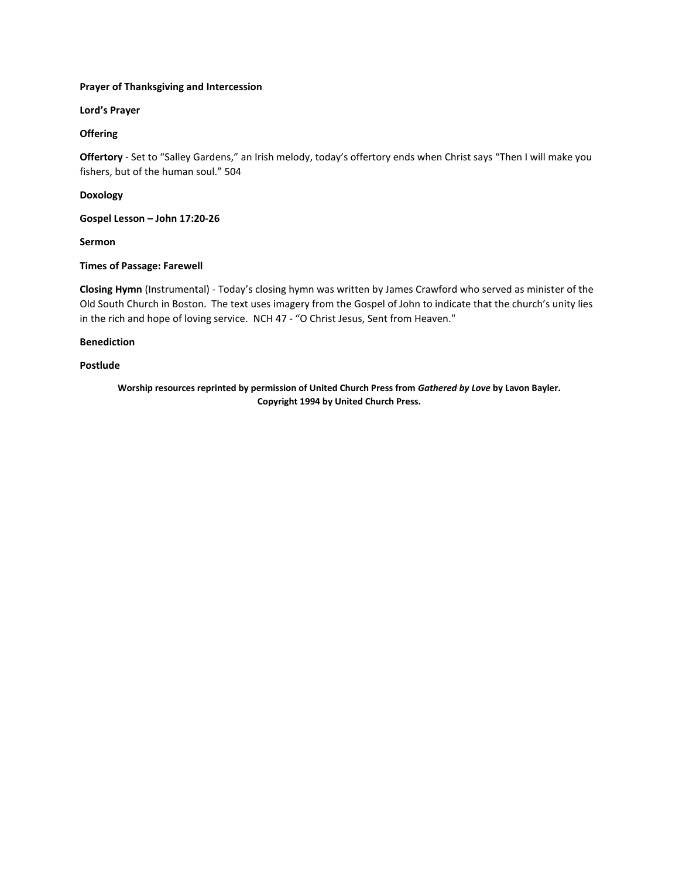**Prayer of Thanksgiving and Intercession**

**Lord's Prayer**

**Offering**

**Offertory** - Set to "Salley Gardens," an Irish melody, today's offertory ends when Christ says "Then I will make you fishers, but of the human soul." 504

**Doxology**

**Gospel Lesson – John 17:20-26**

**Sermon**

**Times of Passage: Farewell**

**Closing Hymn** (Instrumental) - Today's closing hymn was written by James Crawford who served as minister of the Old South Church in Boston. The text uses imagery from the Gospel of John to indicate that the church's unity lies in the rich and hope of loving service. NCH 47 - "O Christ Jesus, Sent from Heaven."

**Benediction**

**Postlude**

**Worship resources reprinted by permission of United Church Press from *Gathered by Love* by Lavon Bayler. Copyright 1994 by United Church Press.**